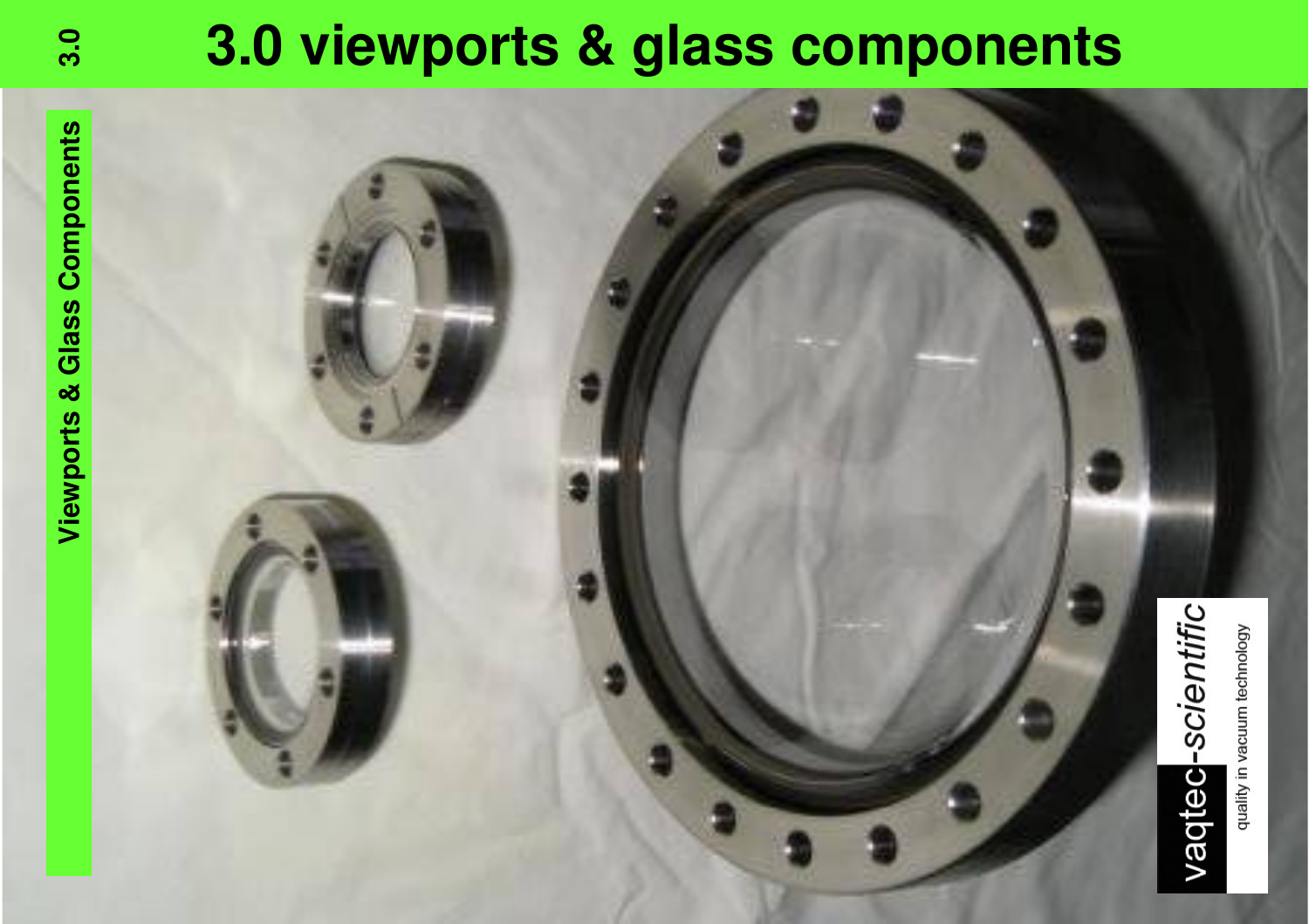# 3.0 viewports & glass components

Viewports & Glass Components

vaqtec-scientific

quality in vacuum technology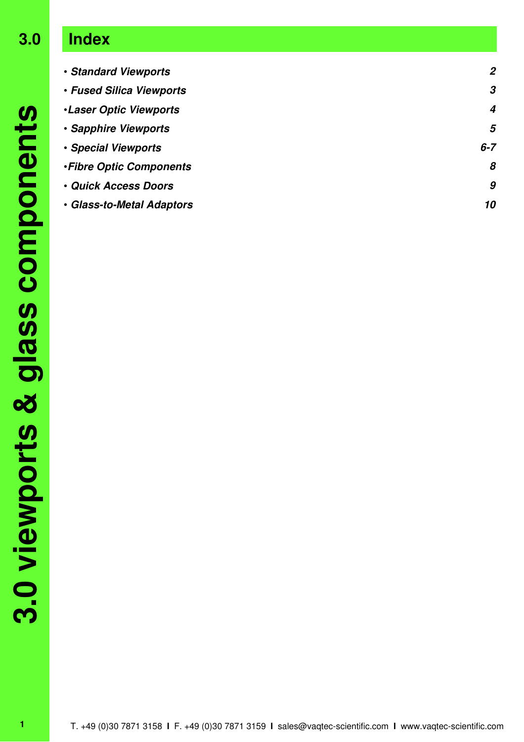# Index

| | |
|---|---|
| • *Standard Viewports* | *2* |
| • *Fused Silica Viewports* | *3* |
| •*Laser Optic Viewports* | *4* |
| • *Sapphire Viewports* | *5* |
| • *Special Viewports* | *6-7* |
| •*Fibre Optic Components* | *8* |
| • *Quick Access Doors* | *9* |
| • *Glass-to-Metal Adaptors* | *10* |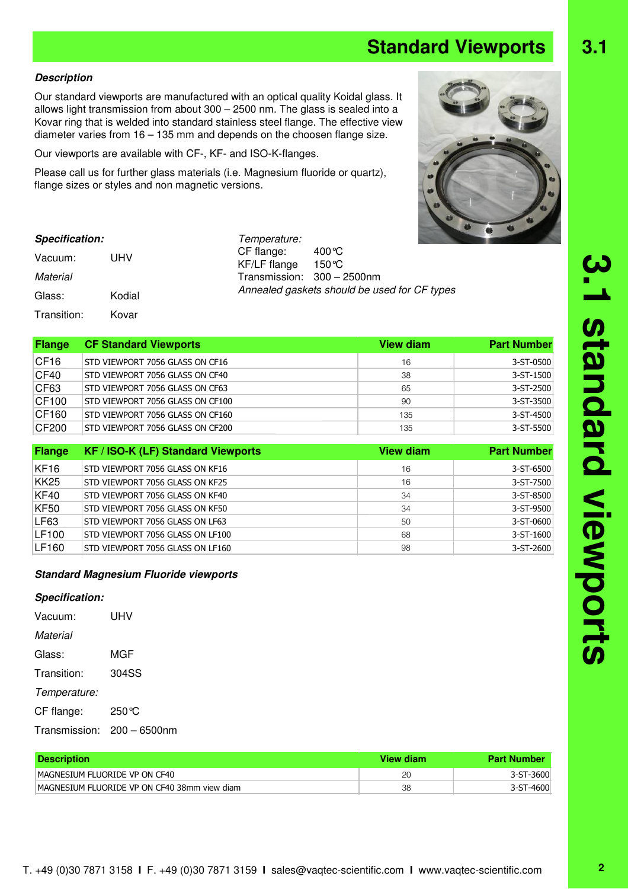# Standard Viewports

***Description***

Our standard viewports are manufactured with an optical quality Koidal glass. It allows light transmission from about 300 – 2500 nm. The glass is sealed into a Kovar ring that is welded into standard stainless steel flange. The effective view diameter varies from 16 – 135 mm and depends on the choosen flange size.

Our viewports are available with CF-, KF- and ISO-K-flanges.

Please call us for further glass materials (i.e. Magnesium fluoride or quartz), flange sizes or styles and non magnetic versions.

***Specification:***

Vacuum: UHV

*Material*

Glass: Kodial

Transition: Kovar

*Temperature:*

CF flange: 400°C

KF/LF flange 150°C

Transmission: 300 – 2500nm

*Annealed gaskets should be used for CF types*

| Flange | CF Standard Viewports | View diam | Part Number |
|---|---|---|---|
| CF16 | STD VIEWPORT 7056 GLASS ON CF16 | 16 | 3-ST-0500 |
| CF40 | STD VIEWPORT 7056 GLASS ON CF40 | 38 | 3-ST-1500 |
| CF63 | STD VIEWPORT 7056 GLASS ON CF63 | 65 | 3-ST-2500 |
| CF100 | STD VIEWPORT 7056 GLASS ON CF100 | 90 | 3-ST-3500 |
| CF160 | STD VIEWPORT 7056 GLASS ON CF160 | 135 | 3-ST-4500 |
| CF200 | STD VIEWPORT 7056 GLASS ON CF200 | 135 | 3-ST-5500 |

| Flange | KF / ISO-K (LF) Standard Viewports | View diam | Part Number |
|---|---|---|---|
| KF16 | STD VIEWPORT 7056 GLASS ON KF16 | 16 | 3-ST-6500 |
| KK25 | STD VIEWPORT 7056 GLASS ON KF25 | 16 | 3-ST-7500 |
| KF40 | STD VIEWPORT 7056 GLASS ON KF40 | 34 | 3-ST-8500 |
| KF50 | STD VIEWPORT 7056 GLASS ON KF50 | 34 | 3-ST-9500 |
| LF63 | STD VIEWPORT 7056 GLASS ON LF63 | 50 | 3-ST-0600 |
| LF100 | STD VIEWPORT 7056 GLASS ON LF100 | 68 | 3-ST-1600 |
| LF160 | STD VIEWPORT 7056 GLASS ON LF160 | 98 | 3-ST-2600 |

***Standard Magnesium Fluoride viewports***

***Specification:***

Vacuum: UHV

*Material*

Glass: MGF

Transition: 304SS

*Temperature:*

CF flange: 250°C

Transmission: 200 – 6500nm

| Description | View diam | Part Number |
|---|---|---|
| MAGNESIUM FLUORIDE VP ON CF40 | 20 | 3-ST-3600 |
| MAGNESIUM FLUORIDE VP ON CF40 38mm view diam | 38 | 3-ST-4600 |

T. +49 (0)30 7871 3158 I F. +49 (0)30 7871 3159 I sales@vaqtec-scientific.com I www.vaqtec-scientific.com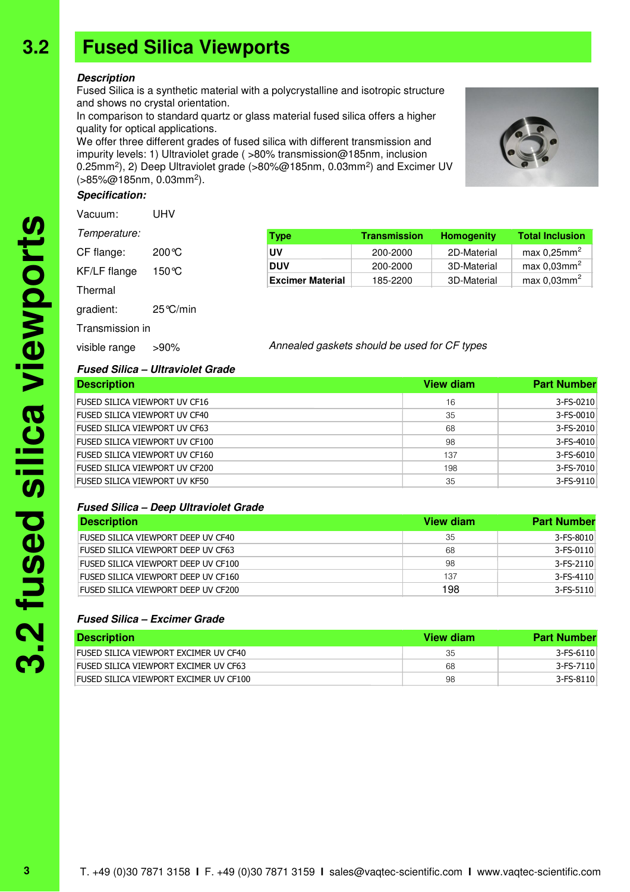# 3.2 Fused Silica Viewports

***Description***

Fused Silica is a synthetic material with a polycrystalline and isotropic structure and shows no crystal orientation.

In comparison to standard quartz or glass material fused silica offers a higher quality for optical applications.

We offer three different grades of fused silica with different transmission and impurity levels: 1) Ultraviolet grade ( >80% transmission@185nm, inclusion 0.25mm$^2$), 2) Deep Ultraviolet grade (>80%@185nm, 0.03mm$^2$) and Excimer UV (>85%@185nm, 0.03mm$^2$).

***Specification:***

Vacuum: UHV

*Temperature:*

CF flange: 200°C

KF/LF flange 150°C

Thermal gradient: 25°C/min

Transmission in visible range >90%

| Type | Transmission | Homogenity | Total Inclusion |
|---|---|---|---|
| **UV** | 200-2000 | 2D-Material | max 0,25mm$^2$ |
| **DUV** | 200-2000 | 3D-Material | max 0,03mm$^2$ |
| **Excimer Material** | 185-2200 | 3D-Material | max 0,03mm$^2$ |

*Annealed gaskets should be used for CF types*

***Fused Silica – Ultraviolet Grade***

| Description | View diam | Part Number |
|---|---|---|
| FUSED SILICA VIEWPORT UV CF16 | 16 | 3-FS-0210 |
| FUSED SILICA VIEWPORT UV CF40 | 35 | 3-FS-0010 |
| FUSED SILICA VIEWPORT UV CF63 | 68 | 3-FS-2010 |
| FUSED SILICA VIEWPORT UV CF100 | 98 | 3-FS-4010 |
| FUSED SILICA VIEWPORT UV CF160 | 137 | 3-FS-6010 |
| FUSED SILICA VIEWPORT UV CF200 | 198 | 3-FS-7010 |
| FUSED SILICA VIEWPORT UV KF50 | 35 | 3-FS-9110 |

***Fused Silica – Deep Ultraviolet Grade***

| Description | View diam | Part Number |
|---|---|---|
| FUSED SILICA VIEWPORT DEEP UV CF40 | 35 | 3-FS-8010 |
| FUSED SILICA VIEWPORT DEEP UV CF63 | 68 | 3-FS-0110 |
| FUSED SILICA VIEWPORT DEEP UV CF100 | 98 | 3-FS-2110 |
| FUSED SILICA VIEWPORT DEEP UV CF160 | 137 | 3-FS-4110 |
| FUSED SILICA VIEWPORT DEEP UV CF200 | 198 | 3-FS-5110 |

***Fused Silica – Excimer Grade***

| Description | View diam | Part Number |
|---|---|---|
| FUSED SILICA VIEWPORT EXCIMER UV CF40 | 35 | 3-FS-6110 |
| FUSED SILICA VIEWPORT EXCIMER UV CF63 | 68 | 3-FS-7110 |
| FUSED SILICA VIEWPORT EXCIMER UV CF100 | 98 | 3-FS-8110 |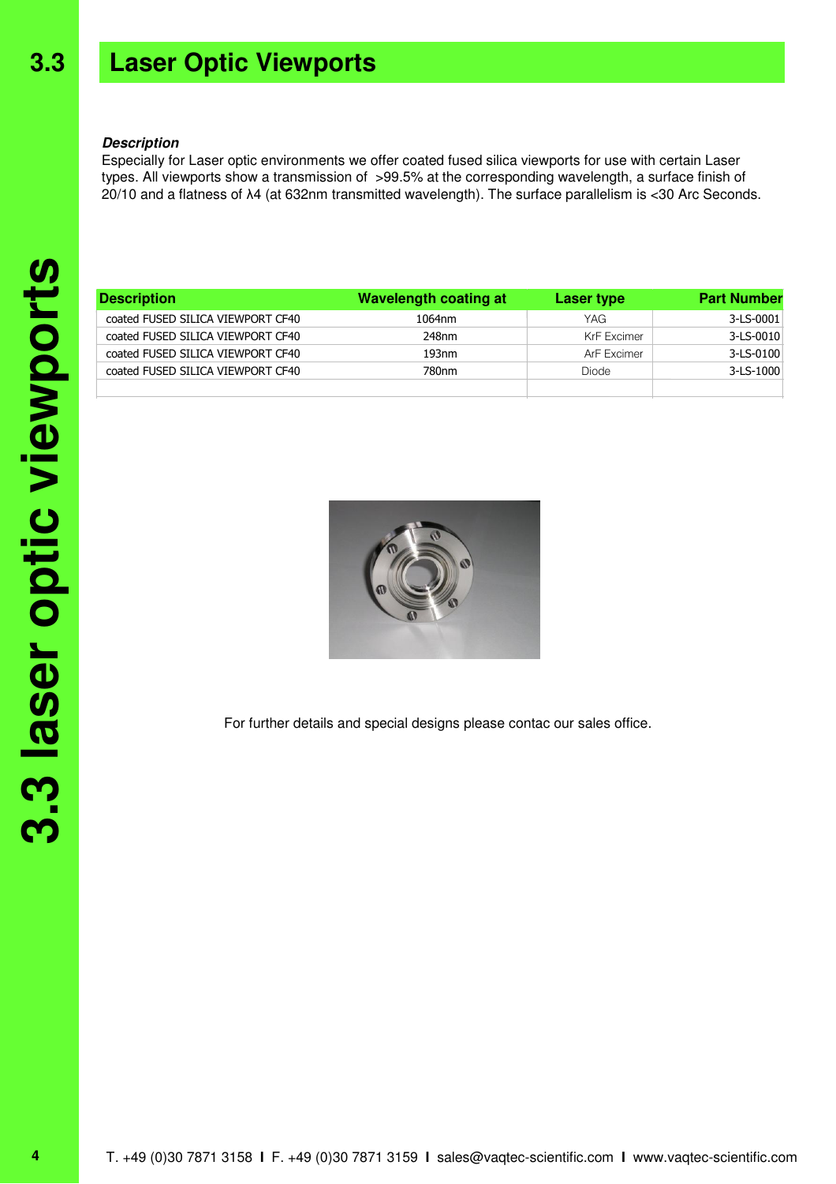## 3.3 Laser Optic Viewports

***Description***

Especially for Laser optic environments we offer coated fused silica viewports for use with certain Laser types. All viewports show a transmission of >99.5% at the corresponding wavelength, a surface finish of 20/10 and a flatness of λ4 (at 632nm transmitted wavelength). The surface parallelism is <30 Arc Seconds.

| Description | Wavelength coating at | Laser type | Part Number |
|---|---|---|---|
| coated FUSED SILICA VIEWPORT CF40 | 1064nm | YAG | 3-LS-0001 |
| coated FUSED SILICA VIEWPORT CF40 | 248nm | KrF Excimer | 3-LS-0010 |
| coated FUSED SILICA VIEWPORT CF40 | 193nm | ArF Excimer | 3-LS-0100 |
| coated FUSED SILICA VIEWPORT CF40 | 780nm | Diode | 3-LS-1000 |
| | | | |

For further details and special designs please contac our sales office.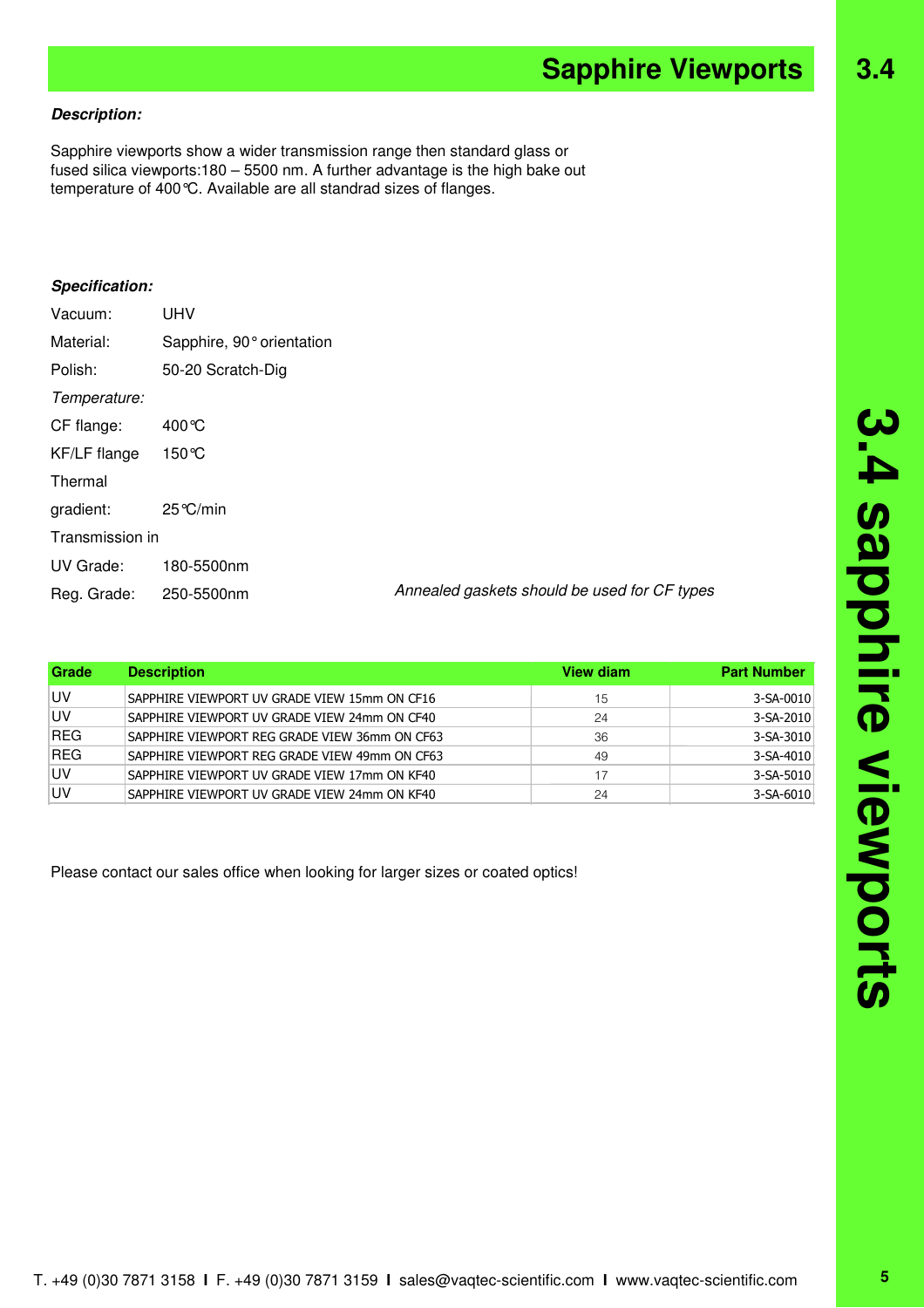# Sapphire Viewports

***Description:***

Sapphire viewports show a wider transmission range then standard glass or fused silica viewports:180 – 5500 nm. A further advantage is the high bake out temperature of 400℃. Available are all standrad sizes of flanges.

***Specification:***

Vacuum: UHV

Material: Sapphire, 90° orientation

Polish: 50-20 Scratch-Dig

*Temperature:*

CF flange: 400℃

KF/LF flange 150℃

Thermal gradient: 25℃/min

Transmission in

UV Grade: 180-5500nm

Reg. Grade: 250-5500nm

*Annealed gaskets should be used for CF types*

| Grade | Description | View diam | Part Number |
|---|---|---|---|
| UV | SAPPHIRE VIEWPORT UV GRADE VIEW 15mm ON CF16 | 15 | 3-SA-0010 |
| UV | SAPPHIRE VIEWPORT UV GRADE VIEW 24mm ON CF40 | 24 | 3-SA-2010 |
| REG | SAPPHIRE VIEWPORT REG GRADE VIEW 36mm ON CF63 | 36 | 3-SA-3010 |
| REG | SAPPHIRE VIEWPORT REG GRADE VIEW 49mm ON CF63 | 49 | 3-SA-4010 |
| UV | SAPPHIRE VIEWPORT UV GRADE VIEW 17mm ON KF40 | 17 | 3-SA-5010 |
| UV | SAPPHIRE VIEWPORT UV GRADE VIEW 24mm ON KF40 | 24 | 3-SA-6010 |

Please contact our sales office when looking for larger sizes or coated optics!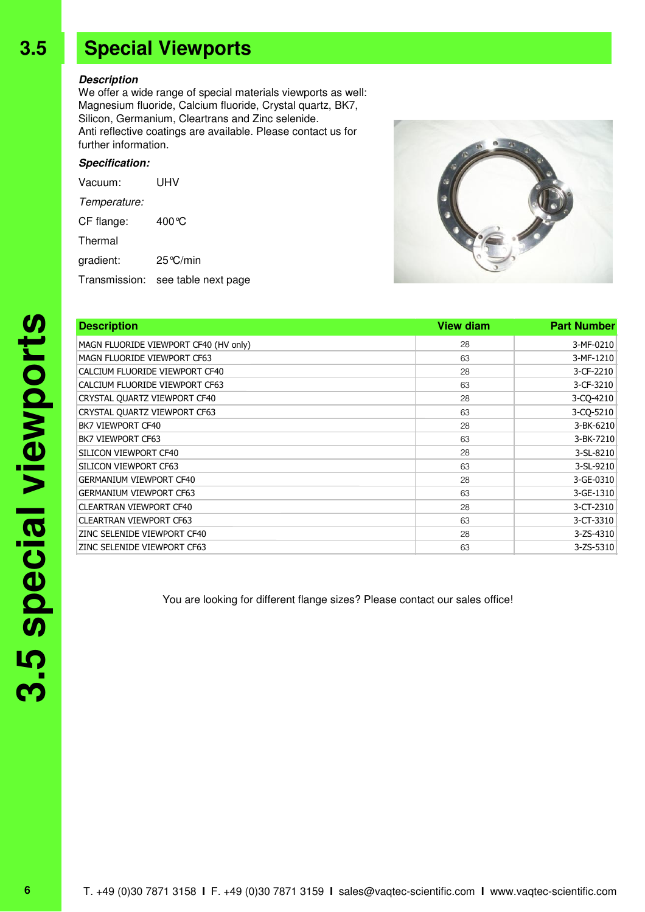# 3.5 Special Viewports

***Description***

We offer a wide range of special materials viewports as well: Magnesium fluoride, Calcium fluoride, Crystal quartz, BK7, Silicon, Germanium, Cleartrans and Zinc selenide.
Anti reflective coatings are available. Please contact us for further information.

***Specification:***

Vacuum: UHV

*Temperature:*

CF flange: 400℃

Thermal gradient: 25℃/min

Transmission: see table next page

| Description | View diam | Part Number |
|---|---|---|
| MAGN FLUORIDE VIEWPORT CF40 (HV only) | 28 | 3-MF-0210 |
| MAGN FLUORIDE VIEWPORT CF63 | 63 | 3-MF-1210 |
| CALCIUM FLUORIDE VIEWPORT CF40 | 28 | 3-CF-2210 |
| CALCIUM FLUORIDE VIEWPORT CF63 | 63 | 3-CF-3210 |
| CRYSTAL QUARTZ VIEWPORT CF40 | 28 | 3-CQ-4210 |
| CRYSTAL QUARTZ VIEWPORT CF63 | 63 | 3-CQ-5210 |
| BK7 VIEWPORT CF40 | 28 | 3-BK-6210 |
| BK7 VIEWPORT CF63 | 63 | 3-BK-7210 |
| SILICON VIEWPORT CF40 | 28 | 3-SL-8210 |
| SILICON VIEWPORT CF63 | 63 | 3-SL-9210 |
| GERMANIUM VIEWPORT CF40 | 28 | 3-GE-0310 |
| GERMANIUM VIEWPORT CF63 | 63 | 3-GE-1310 |
| CLEARTRAN VIEWPORT CF40 | 28 | 3-CT-2310 |
| CLEARTRAN VIEWPORT CF63 | 63 | 3-CT-3310 |
| ZINC SELENIDE VIEWPORT CF40 | 28 | 3-ZS-4310 |
| ZINC SELENIDE VIEWPORT CF63 | 63 | 3-ZS-5310 |

You are looking for different flange sizes? Please contact our sales office!

T. +49 (0)30 7871 3158 I F. +49 (0)30 7871 3159 I sales@vaqtec-scientific.com I www.vaqtec-scientific.com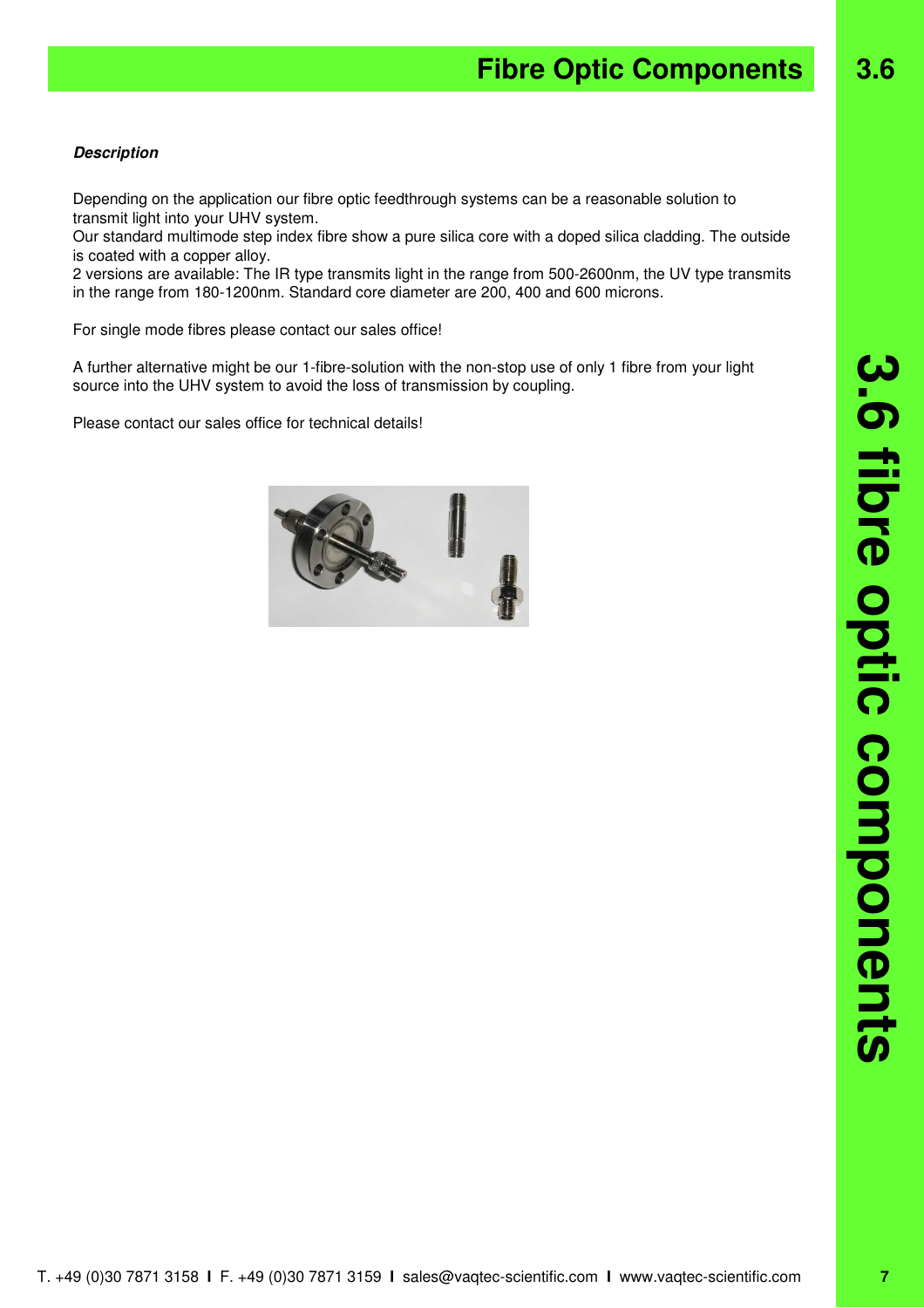# Fibre Optic Components

***Description***

Depending on the application our fibre optic feedthrough systems can be a reasonable solution to transmit light into your UHV system.
Our standard multimode step index fibre show a pure silica core with a doped silica cladding. The outside is coated with a copper alloy.
2 versions are available: The IR type transmits light in the range from 500-2600nm, the UV type transmits in the range from 180-1200nm. Standard core diameter are 200, 400 and 600 microns.

For single mode fibres please contact our sales office!

A further alternative might be our 1-fibre-solution with the non-stop use of only 1 fibre from your light source into the UHV system to avoid the loss of transmission by coupling.

Please contact our sales office for technical details!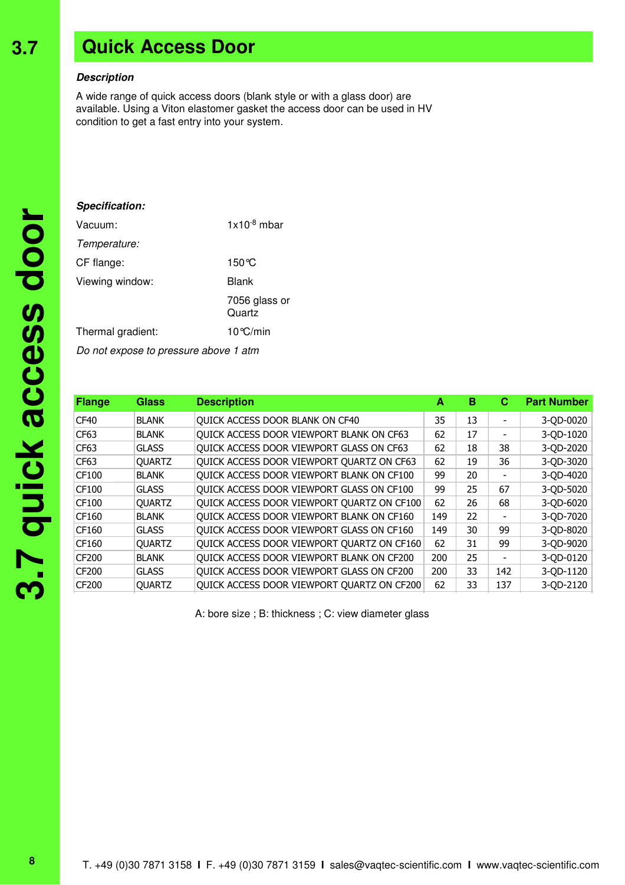# 3.7 Quick Access Door

***Description***

A wide range of quick access doors (blank style or with a glass door) are available. Using a Viton elastomer gasket the access door can be used in HV condition to get a fast entry into your system.

***Specification:***

Vacuum: $1x10^{-8}$ mbar

*Temperature:*

CF flange: 150°C

Viewing window: Blank

7056 glass or Quartz

Thermal gradient: 10°C/min

*Do not expose to pressure above 1 atm*

| Flange | Glass | Description | A | B | C | Part Number |
|---|---|---|---|---|---|---|
| CF40 | BLANK | QUICK ACCESS DOOR BLANK ON CF40 | 35 | 13 | - | 3-QD-0020 |
| CF63 | BLANK | QUICK ACCESS DOOR VIEWPORT BLANK ON CF63 | 62 | 17 | - | 3-QD-1020 |
| CF63 | GLASS | QUICK ACCESS DOOR VIEWPORT GLASS ON CF63 | 62 | 18 | 38 | 3-QD-2020 |
| CF63 | QUARTZ | QUICK ACCESS DOOR VIEWPORT QUARTZ ON CF63 | 62 | 19 | 36 | 3-QD-3020 |
| CF100 | BLANK | QUICK ACCESS DOOR VIEWPORT BLANK ON CF100 | 99 | 20 | - | 3-QD-4020 |
| CF100 | GLASS | QUICK ACCESS DOOR VIEWPORT GLASS ON CF100 | 99 | 25 | 67 | 3-QD-5020 |
| CF100 | QUARTZ | QUICK ACCESS DOOR VIEWPORT QUARTZ ON CF100 | 62 | 26 | 68 | 3-QD-6020 |
| CF160 | BLANK | QUICK ACCESS DOOR VIEWPORT BLANK ON CF160 | 149 | 22 | - | 3-QD-7020 |
| CF160 | GLASS | QUICK ACCESS DOOR VIEWPORT GLASS ON CF160 | 149 | 30 | 99 | 3-QD-8020 |
| CF160 | QUARTZ | QUICK ACCESS DOOR VIEWPORT QUARTZ ON CF160 | 62 | 31 | 99 | 3-QD-9020 |
| CF200 | BLANK | QUICK ACCESS DOOR VIEWPORT BLANK ON CF200 | 200 | 25 | - | 3-QD-0120 |
| CF200 | GLASS | QUICK ACCESS DOOR VIEWPORT GLASS ON CF200 | 200 | 33 | 142 | 3-QD-1120 |
| CF200 | QUARTZ | QUICK ACCESS DOOR VIEWPORT QUARTZ ON CF200 | 62 | 33 | 137 | 3-QD-2120 |

A: bore size ; B: thickness ; C: view diameter glass

T. +49 (0)30 7871 3158 I F. +49 (0)30 7871 3159 I sales@vaqtec-scientific.com I www.vaqtec-scientific.com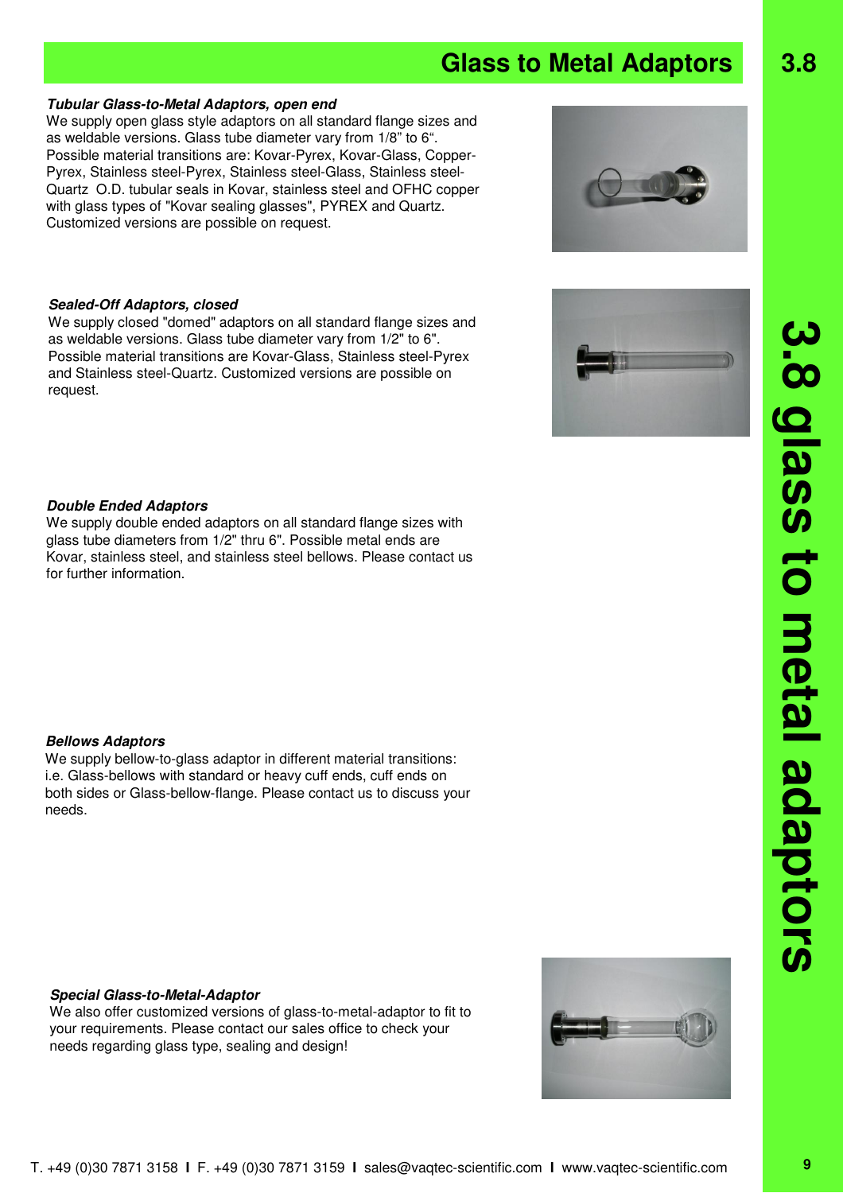# Glass to Metal Adaptors

***Tubular Glass-to-Metal Adaptors, open end***

We supply open glass style adaptors on all standard flange sizes and as weldable versions. Glass tube diameter vary from 1/8" to 6". Possible material transitions are: Kovar-Pyrex, Kovar-Glass, Copper-Pyrex, Stainless steel-Pyrex, Stainless steel-Glass, Stainless steel-Quartz O.D. tubular seals in Kovar, stainless steel and OFHC copper with glass types of "Kovar sealing glasses", PYREX and Quartz. Customized versions are possible on request.

***Sealed-Off Adaptors, closed***

We supply closed "domed" adaptors on all standard flange sizes and as weldable versions. Glass tube diameter vary from 1/2" to 6". Possible material transitions are Kovar-Glass, Stainless steel-Pyrex and Stainless steel-Quartz. Customized versions are possible on request.

***Double Ended Adaptors***

We supply double ended adaptors on all standard flange sizes with glass tube diameters from 1/2" thru 6". Possible metal ends are Kovar, stainless steel, and stainless steel bellows. Please contact us for further information.

***Bellows Adaptors***

We supply bellow-to-glass adaptor in different material transitions: i.e. Glass-bellows with standard or heavy cuff ends, cuff ends on both sides or Glass-bellow-flange. Please contact us to discuss your needs.

***Special Glass-to-Metal-Adaptor***

We also offer customized versions of glass-to-metal-adaptor to fit to your requirements. Please contact our sales office to check your needs regarding glass type, sealing and design!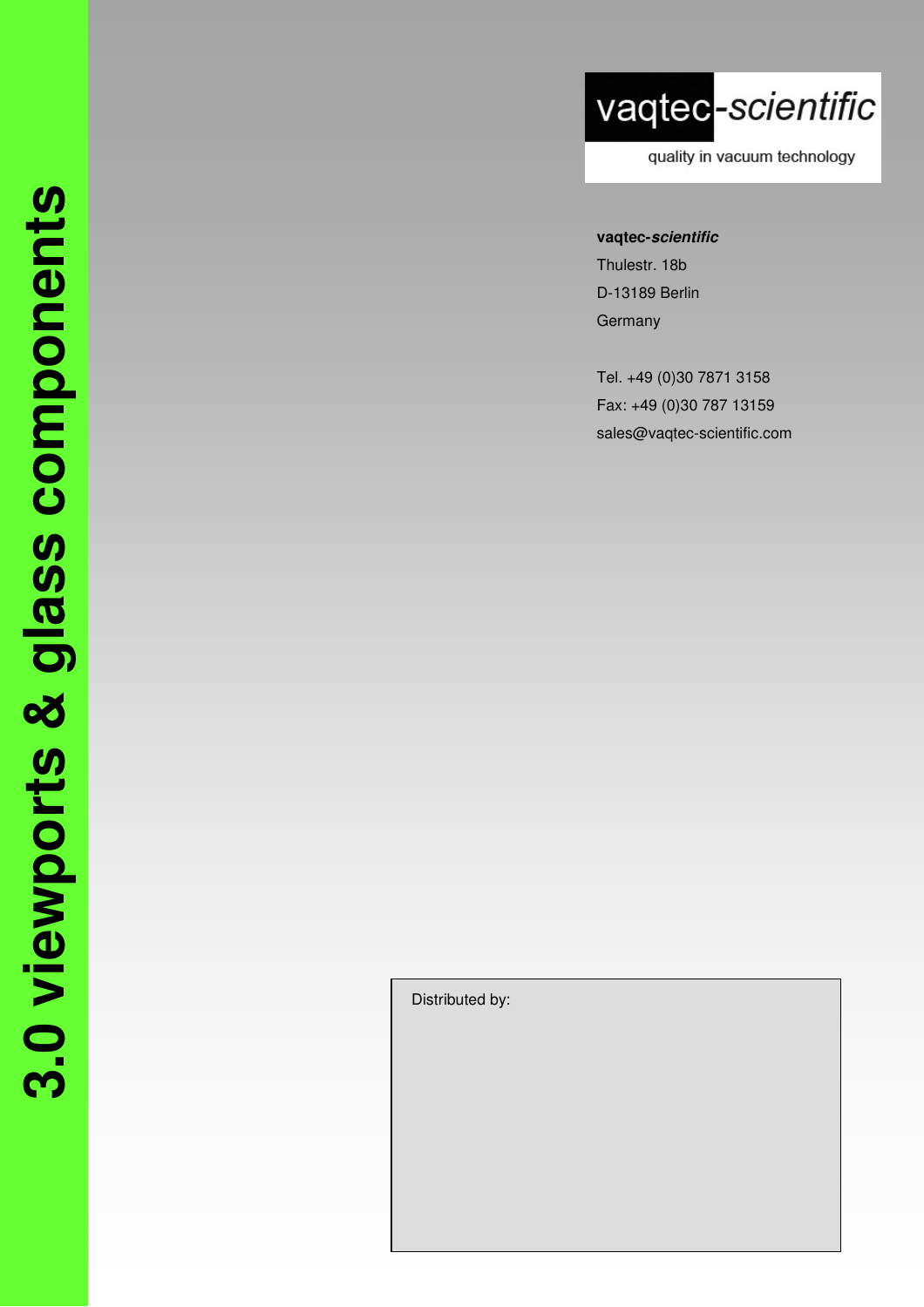# 3.0 viewports & glass components

vaqtec-*scientific*

quality in vacuum technology

**vaqtec-*scientific***
Thulestr. 18b
D-13189 Berlin
Germany

Tel. +49 (0)30 7871 3158
Fax: +49 (0)30 787 13159
sales@vaqtec-scientific.com

Distributed by: